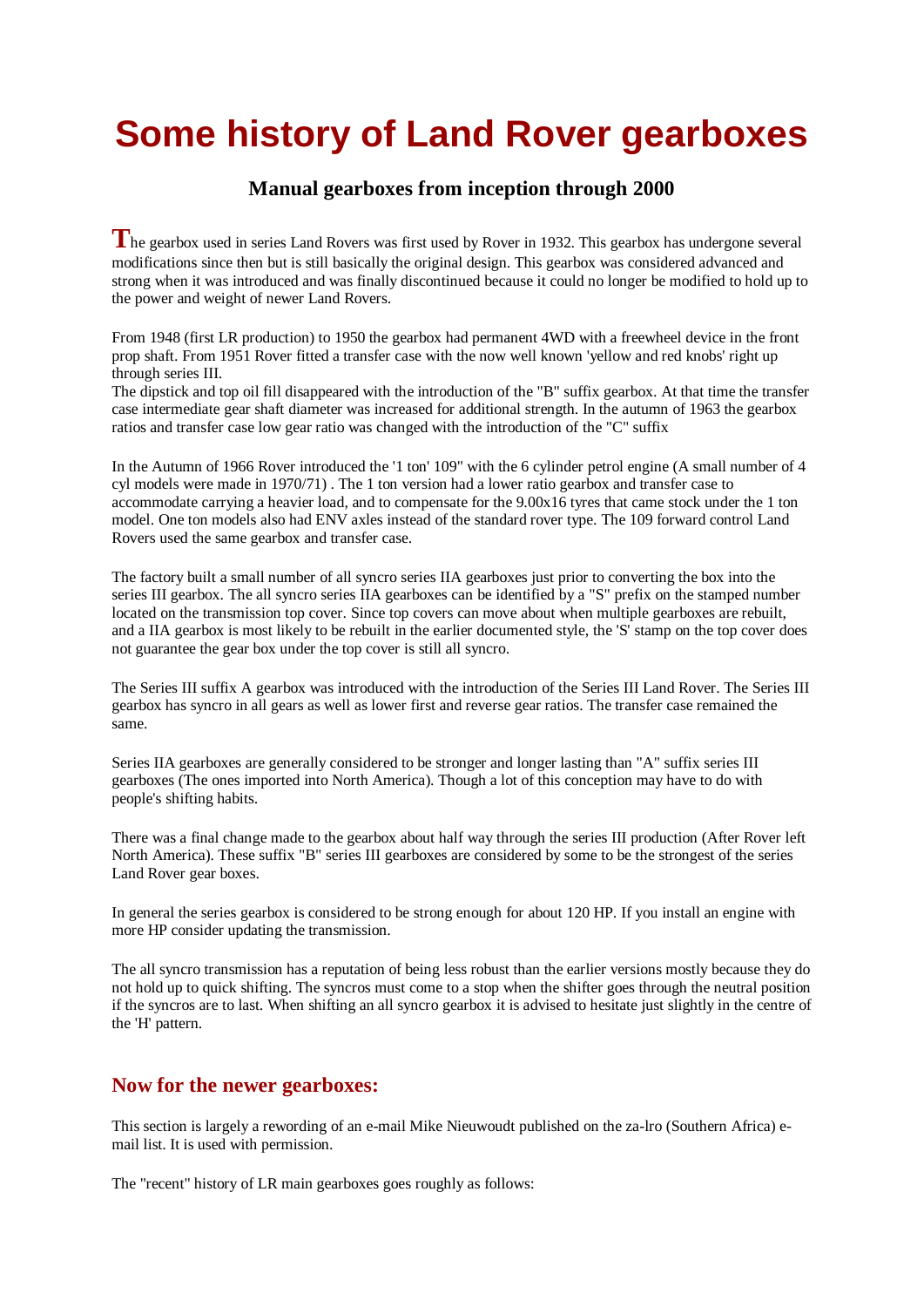# Some history of Land Rover gearboxes

### Manual gearboxes from inception through 2000

The gearbox used in series Land Rovers was first used by Rover in 1932. This gearbox has undergone several modifications since then but is still basically the original design. This gearbox was considered advanced and strong when it was introduced and was finally discontinued because it could no longer be modified to hold up to the power and weight of newer Land Rovers.

From 1948 (first LR production) to 1950 the gearbox had permanent 4WD with a freewheel device in the front prop shaft. From 1951 Rover fitted a transfer case with the now well known 'yellow and red knobs' right up through series III.
The dipstick and top oil fill disappeared with the introduction of the "B" suffix gearbox. At that time the transfer case intermediate gear shaft diameter was increased for additional strength. In the autumn of 1963 the gearbox ratios and transfer case low gear ratio was changed with the introduction of the "C" suffix

In the Autumn of 1966 Rover introduced the '1 ton' 109" with the 6 cylinder petrol engine (A small number of 4 cyl models were made in 1970/71) . The 1 ton version had a lower ratio gearbox and transfer case to accommodate carrying a heavier load, and to compensate for the 9.00x16 tyres that came stock under the 1 ton model. One ton models also had ENV axles instead of the standard rover type. The 109 forward control Land Rovers used the same gearbox and transfer case.

The factory built a small number of all syncro series IIA gearboxes just prior to converting the box into the series III gearbox. The all syncro series IIA gearboxes can be identified by a "S" prefix on the stamped number located on the transmission top cover. Since top covers can move about when multiple gearboxes are rebuilt, and a IIA gearbox is most likely to be rebuilt in the earlier documented style, the 'S' stamp on the top cover does not guarantee the gear box under the top cover is still all syncro.

The Series III suffix A gearbox was introduced with the introduction of the Series III Land Rover. The Series III gearbox has syncro in all gears as well as lower first and reverse gear ratios. The transfer case remained the same.

Series IIA gearboxes are generally considered to be stronger and longer lasting than "A" suffix series III gearboxes (The ones imported into North America). Though a lot of this conception may have to do with people's shifting habits.

There was a final change made to the gearbox about half way through the series III production (After Rover left North America). These suffix "B" series III gearboxes are considered by some to be the strongest of the series Land Rover gear boxes.

In general the series gearbox is considered to be strong enough for about 120 HP. If you install an engine with more HP consider updating the transmission.

The all syncro transmission has a reputation of being less robust than the earlier versions mostly because they do not hold up to quick shifting. The syncros must come to a stop when the shifter goes through the neutral position if the syncros are to last. When shifting an all syncro gearbox it is advised to hesitate just slightly in the centre of the 'H' pattern.

## Now for the newer gearboxes:

This section is largely a rewording of an e-mail Mike Nieuwoudt published on the za-lro (Southern Africa) e-mail list. It is used with permission.

The "recent" history of LR main gearboxes goes roughly as follows: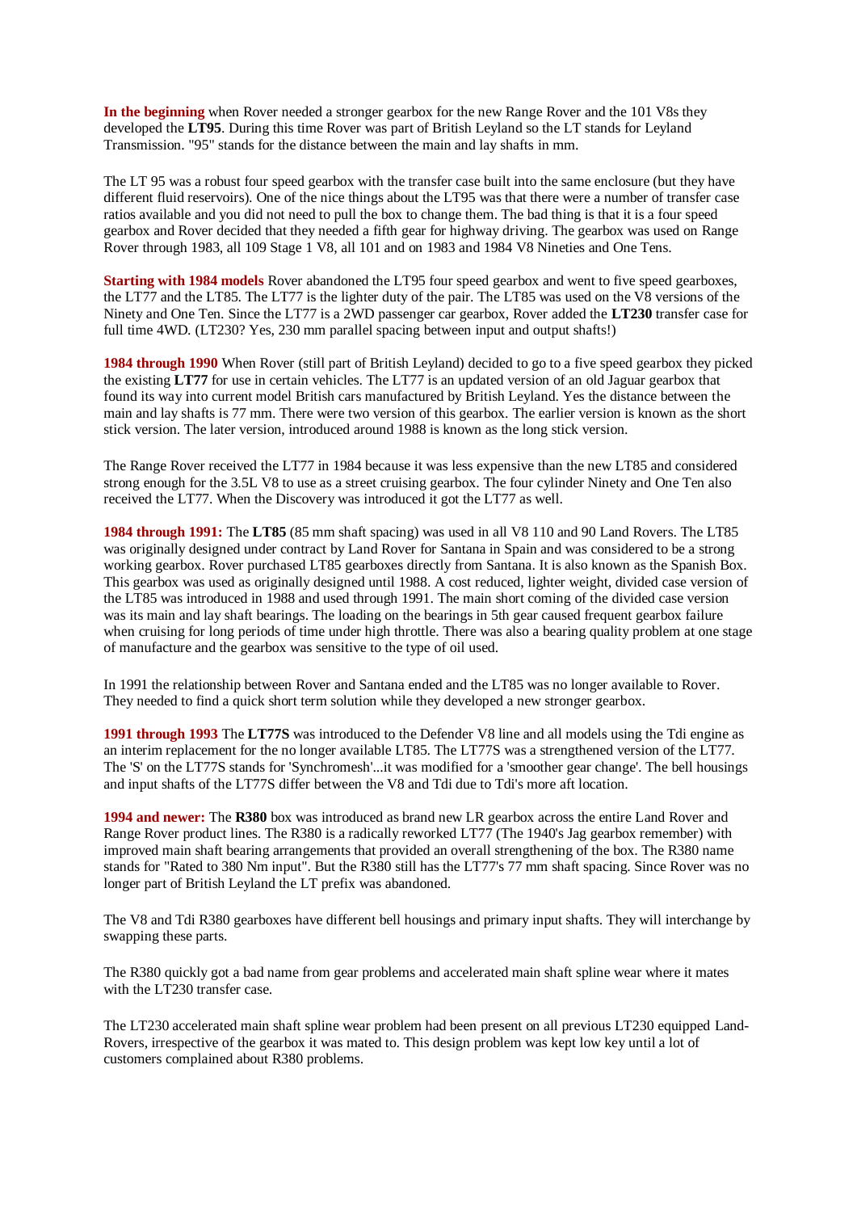**In the beginning** when Rover needed a stronger gearbox for the new Range Rover and the 101 V8s they developed the **LT95**. During this time Rover was part of British Leyland so the LT stands for Leyland Transmission. "95" stands for the distance between the main and lay shafts in mm.

The LT 95 was a robust four speed gearbox with the transfer case built into the same enclosure (but they have different fluid reservoirs). One of the nice things about the LT95 was that there were a number of transfer case ratios available and you did not need to pull the box to change them. The bad thing is that it is a four speed gearbox and Rover decided that they needed a fifth gear for highway driving. The gearbox was used on Range Rover through 1983, all 109 Stage 1 V8, all 101 and on 1983 and 1984 V8 Nineties and One Tens.

**Starting with 1984 models** Rover abandoned the LT95 four speed gearbox and went to five speed gearboxes, the LT77 and the LT85. The LT77 is the lighter duty of the pair. The LT85 was used on the V8 versions of the Ninety and One Ten. Since the LT77 is a 2WD passenger car gearbox, Rover added the **LT230** transfer case for full time 4WD. (LT230? Yes, 230 mm parallel spacing between input and output shafts!)

**1984 through 1990** When Rover (still part of British Leyland) decided to go to a five speed gearbox they picked the existing **LT77** for use in certain vehicles. The LT77 is an updated version of an old Jaguar gearbox that found its way into current model British cars manufactured by British Leyland. Yes the distance between the main and lay shafts is 77 mm. There were two version of this gearbox. The earlier version is known as the short stick version. The later version, introduced around 1988 is known as the long stick version.

The Range Rover received the LT77 in 1984 because it was less expensive than the new LT85 and considered strong enough for the 3.5L V8 to use as a street cruising gearbox. The four cylinder Ninety and One Ten also received the LT77. When the Discovery was introduced it got the LT77 as well.

**1984 through 1991:** The **LT85** (85 mm shaft spacing) was used in all V8 110 and 90 Land Rovers. The LT85 was originally designed under contract by Land Rover for Santana in Spain and was considered to be a strong working gearbox. Rover purchased LT85 gearboxes directly from Santana. It is also known as the Spanish Box. This gearbox was used as originally designed until 1988. A cost reduced, lighter weight, divided case version of the LT85 was introduced in 1988 and used through 1991. The main short coming of the divided case version was its main and lay shaft bearings. The loading on the bearings in 5th gear caused frequent gearbox failure when cruising for long periods of time under high throttle. There was also a bearing quality problem at one stage of manufacture and the gearbox was sensitive to the type of oil used.

In 1991 the relationship between Rover and Santana ended and the LT85 was no longer available to Rover. They needed to find a quick short term solution while they developed a new stronger gearbox.

**1991 through 1993** The **LT77S** was introduced to the Defender V8 line and all models using the Tdi engine as an interim replacement for the no longer available LT85. The LT77S was a strengthened version of the LT77. The 'S' on the LT77S stands for 'Synchromesh'...it was modified for a 'smoother gear change'. The bell housings and input shafts of the LT77S differ between the V8 and Tdi due to Tdi's more aft location.

**1994 and newer:** The **R380** box was introduced as brand new LR gearbox across the entire Land Rover and Range Rover product lines. The R380 is a radically reworked LT77 (The 1940's Jag gearbox remember) with improved main shaft bearing arrangements that provided an overall strengthening of the box. The R380 name stands for "Rated to 380 Nm input". But the R380 still has the LT77's 77 mm shaft spacing. Since Rover was no longer part of British Leyland the LT prefix was abandoned.

The V8 and Tdi R380 gearboxes have different bell housings and primary input shafts. They will interchange by swapping these parts.

The R380 quickly got a bad name from gear problems and accelerated main shaft spline wear where it mates with the LT230 transfer case.

The LT230 accelerated main shaft spline wear problem had been present on all previous LT230 equipped Land-Rovers, irrespective of the gearbox it was mated to. This design problem was kept low key until a lot of customers complained about R380 problems.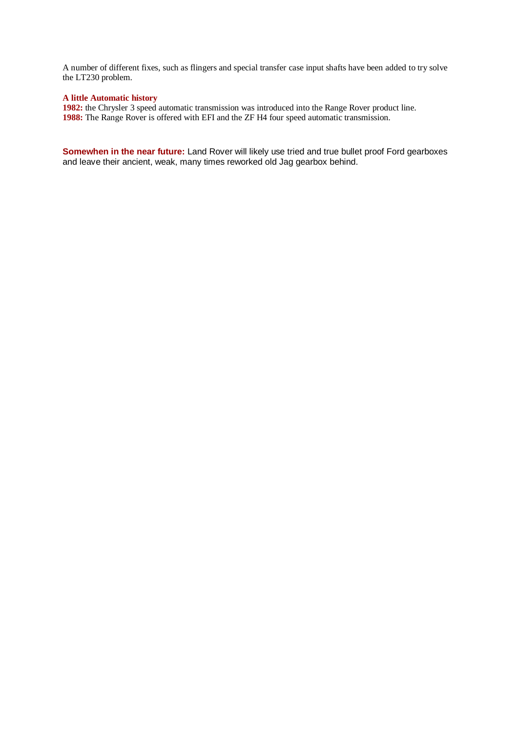A number of different fixes, such as flingers and special transfer case input shafts have been added to try solve the LT230 problem.

**A little Automatic history**

**1982:** the Chrysler 3 speed automatic transmission was introduced into the Range Rover product line.
**1988:** The Range Rover is offered with EFI and the ZF H4 four speed automatic transmission.

**Somewhen in the near future:** Land Rover will likely use tried and true bullet proof Ford gearboxes and leave their ancient, weak, many times reworked old Jag gearbox behind.